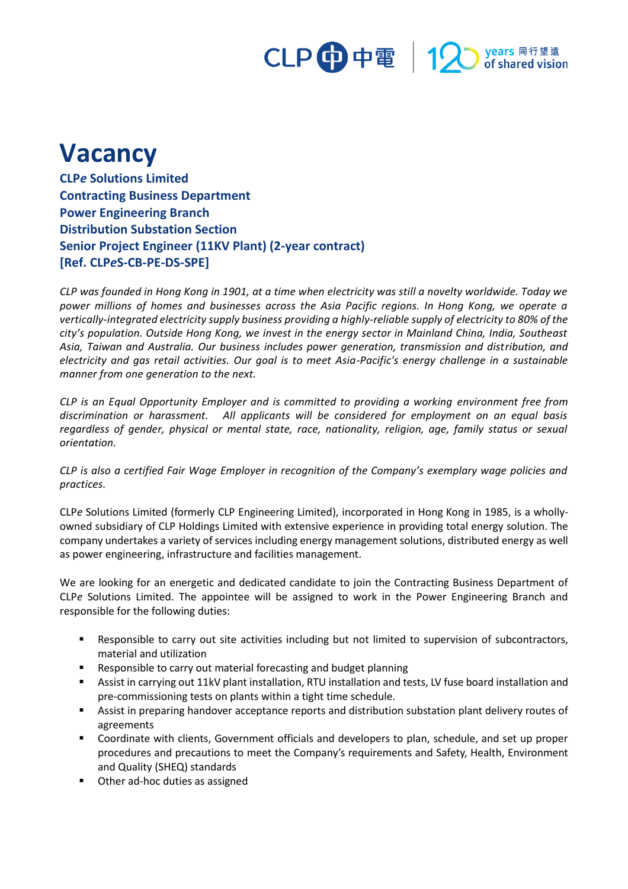# Vacancy

**CLP*e* Solutions Limited**
**Contracting Business Department**
**Power Engineering Branch**
**Distribution Substation Section**
**Senior Project Engineer (11KV Plant) (2-year contract)**
**[Ref. CLP*e*S-CB-PE-DS-SPE]**

*CLP was founded in Hong Kong in 1901, at a time when electricity was still a novelty worldwide. Today we power millions of homes and businesses across the Asia Pacific regions. In Hong Kong, we operate a vertically-integrated electricity supply business providing a highly-reliable supply of electricity to 80% of the city's population. Outside Hong Kong, we invest in the energy sector in Mainland China, India, Southeast Asia, Taiwan and Australia. Our business includes power generation, transmission and distribution, and electricity and gas retail activities. Our goal is to meet Asia-Pacific's energy challenge in a sustainable manner from one generation to the next.*

*CLP is an Equal Opportunity Employer and is committed to providing a working environment free from discrimination or harassment. All applicants will be considered for employment on an equal basis regardless of gender, physical or mental state, race, nationality, religion, age, family status or sexual orientation.*

*CLP is also a certified Fair Wage Employer in recognition of the Company's exemplary wage policies and practices.*

CLP*e* Solutions Limited (formerly CLP Engineering Limited), incorporated in Hong Kong in 1985, is a wholly-owned subsidiary of CLP Holdings Limited with extensive experience in providing total energy solution. The company undertakes a variety of services including energy management solutions, distributed energy as well as power engineering, infrastructure and facilities management.

We are looking for an energetic and dedicated candidate to join the Contracting Business Department of CLP*e* Solutions Limited. The appointee will be assigned to work in the Power Engineering Branch and responsible for the following duties:

- Responsible to carry out site activities including but not limited to supervision of subcontractors, material and utilization
- Responsible to carry out material forecasting and budget planning
- Assist in carrying out 11kV plant installation, RTU installation and tests, LV fuse board installation and pre-commissioning tests on plants within a tight time schedule.
- Assist in preparing handover acceptance reports and distribution substation plant delivery routes of agreements
- Coordinate with clients, Government officials and developers to plan, schedule, and set up proper procedures and precautions to meet the Company's requirements and Safety, Health, Environment and Quality (SHEQ) standards
- Other ad-hoc duties as assigned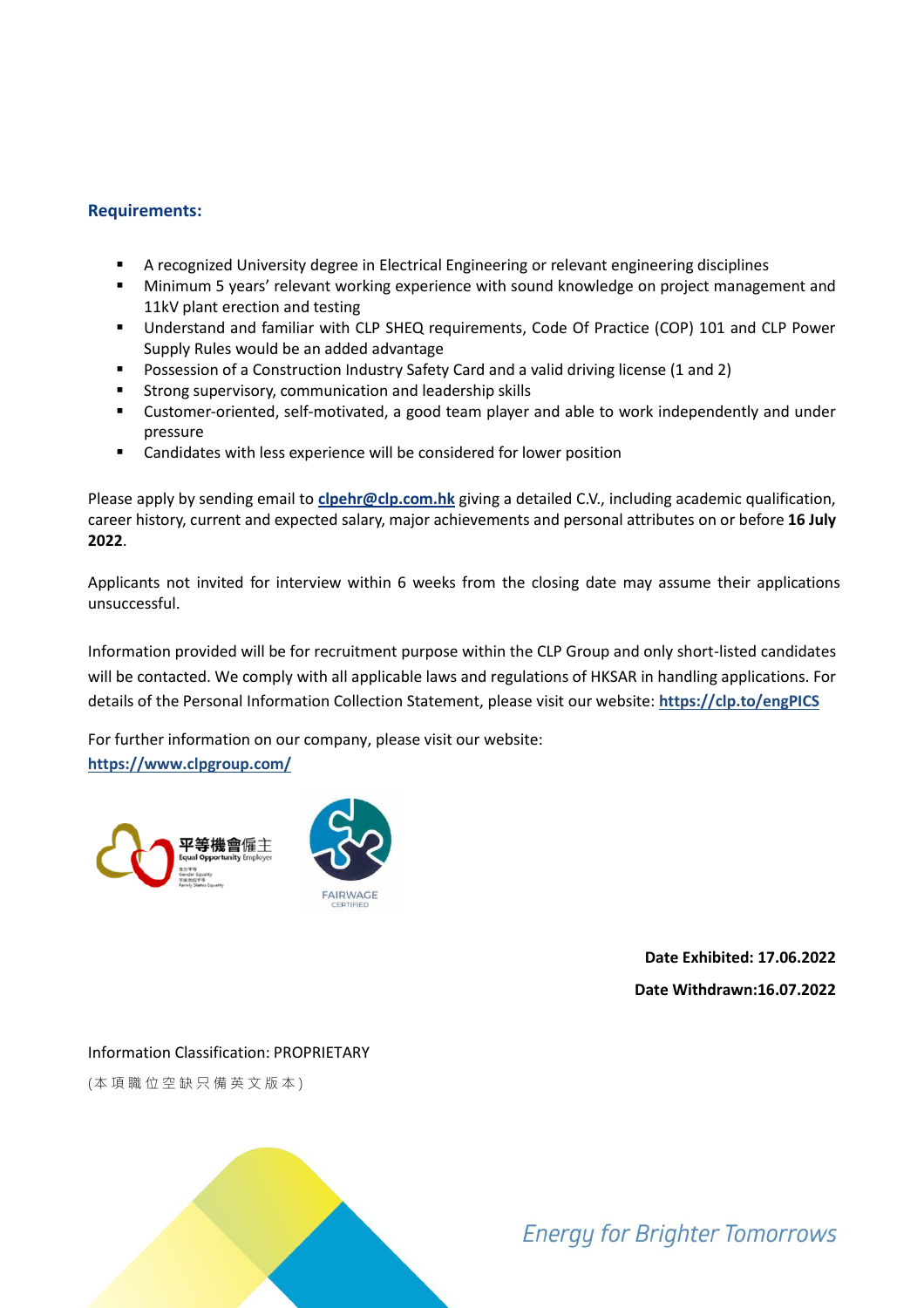**Requirements:**

- A recognized University degree in Electrical Engineering or relevant engineering disciplines
- Minimum 5 years' relevant working experience with sound knowledge on project management and 11kV plant erection and testing
- Understand and familiar with CLP SHEQ requirements, Code Of Practice (COP) 101 and CLP Power Supply Rules would be an added advantage
- Possession of a Construction Industry Safety Card and a valid driving license (1 and 2)
- Strong supervisory, communication and leadership skills
- Customer-oriented, self-motivated, a good team player and able to work independently and under pressure
- Candidates with less experience will be considered for lower position

Please apply by sending email to **clpehr@clp.com.hk** giving a detailed C.V., including academic qualification, career history, current and expected salary, major achievements and personal attributes on or before **16 July 2022**.

Applicants not invited for interview within 6 weeks from the closing date may assume their applications unsuccessful.

Information provided will be for recruitment purpose within the CLP Group and only short-listed candidates will be contacted. We comply with all applicable laws and regulations of HKSAR in handling applications. For details of the Personal Information Collection Statement, please visit our website: **https://clp.to/engPICS**

For further information on our company, please visit our website:
**https://www.clpgroup.com/**

平等機會僱主 Equal Opportunity Employer

FAIRWAGE CERTIFIED

**Date Exhibited: 17.06.2022**

**Date Withdrawn:16.07.2022**

Information Classification: PROPRIETARY

(本項職位空缺只備英文版本)

*Energy for Brighter Tomorrows*